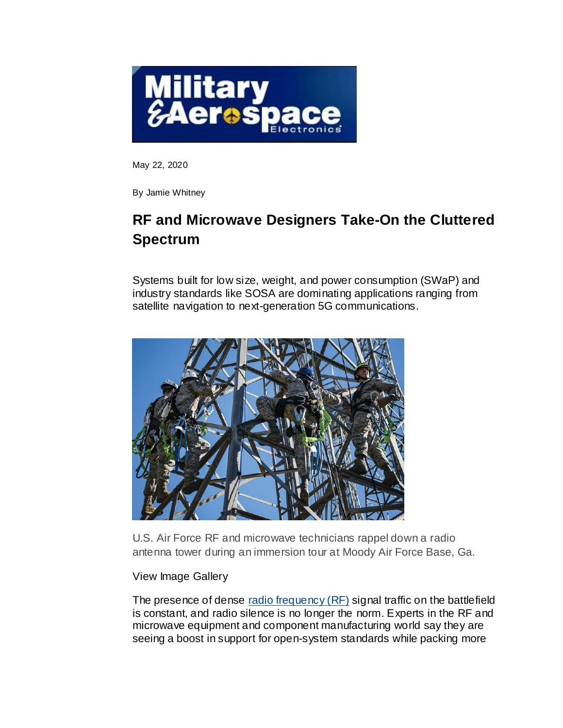Military & Aerospace Electronics

May 22, 2020

By Jamie Whitney

# RF and Microwave Designers Take-On the Cluttered Spectrum

Systems built for low size, weight, and power consumption (SWaP) and industry standards like SOSA are dominating applications ranging from satellite navigation to next-generation 5G communications.

U.S. Air Force RF and microwave technicians rappel down a radio antenna tower during an immersion tour at Moody Air Force Base, Ga.

View Image Gallery

The presence of dense radio frequency (RF) signal traffic on the battlefield is constant, and radio silence is no longer the norm. Experts in the RF and microwave equipment and component manufacturing world say they are seeing a boost in support for open-system standards while packing more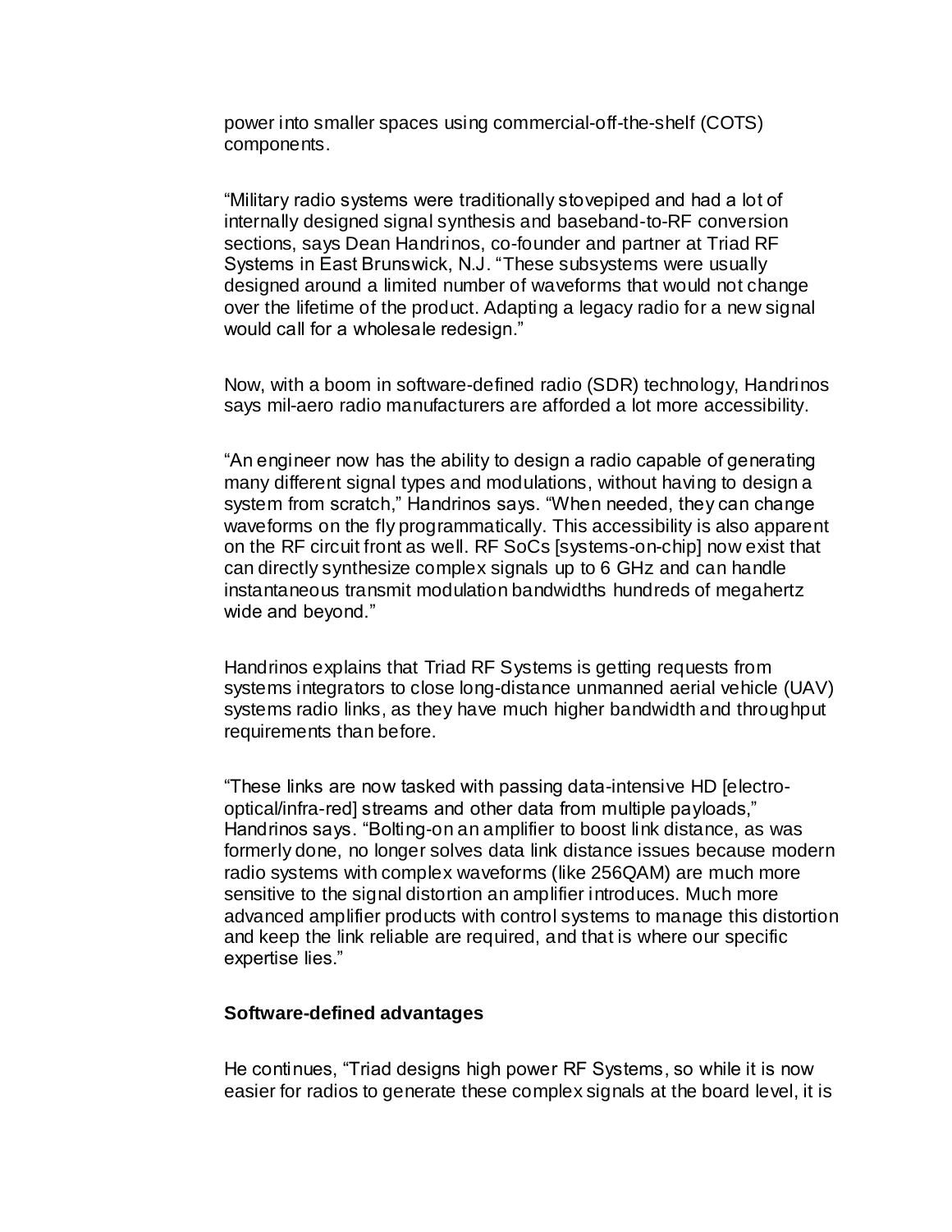power into smaller spaces using commercial-off-the-shelf (COTS) components.

“Military radio systems were traditionally stovepiped and had a lot of internally designed signal synthesis and baseband-to-RF conversion sections, says Dean Handrinos, co-founder and partner at Triad RF Systems in East Brunswick, N.J. “These subsystems were usually designed around a limited number of waveforms that would not change over the lifetime of the product. Adapting a legacy radio for a new signal would call for a wholesale redesign.”

Now, with a boom in software-defined radio (SDR) technology, Handrinos says mil-aero radio manufacturers are afforded a lot more accessibility.

“An engineer now has the ability to design a radio capable of generating many different signal types and modulations, without having to design a system from scratch,” Handrinos says. “When needed, they can change waveforms on the fly programmatically. This accessibility is also apparent on the RF circuit front as well. RF SoCs [systems-on-chip] now exist that can directly synthesize complex signals up to 6 GHz and can handle instantaneous transmit modulation bandwidths hundreds of megahertz wide and beyond.”

Handrinos explains that Triad RF Systems is getting requests from systems integrators to close long-distance unmanned aerial vehicle (UAV) systems radio links, as they have much higher bandwidth and throughput requirements than before.

“These links are now tasked with passing data-intensive HD [electro-optical/infra-red] streams and other data from multiple payloads,” Handrinos says. “Bolting-on an amplifier to boost link distance, as was formerly done, no longer solves data link distance issues because modern radio systems with complex waveforms (like 256QAM) are much more sensitive to the signal distortion an amplifier introduces. Much more advanced amplifier products with control systems to manage this distortion and keep the link reliable are required, and that is where our specific expertise lies.”

**Software-defined advantages**

He continues, “Triad designs high power RF Systems, so while it is now easier for radios to generate these complex signals at the board level, it is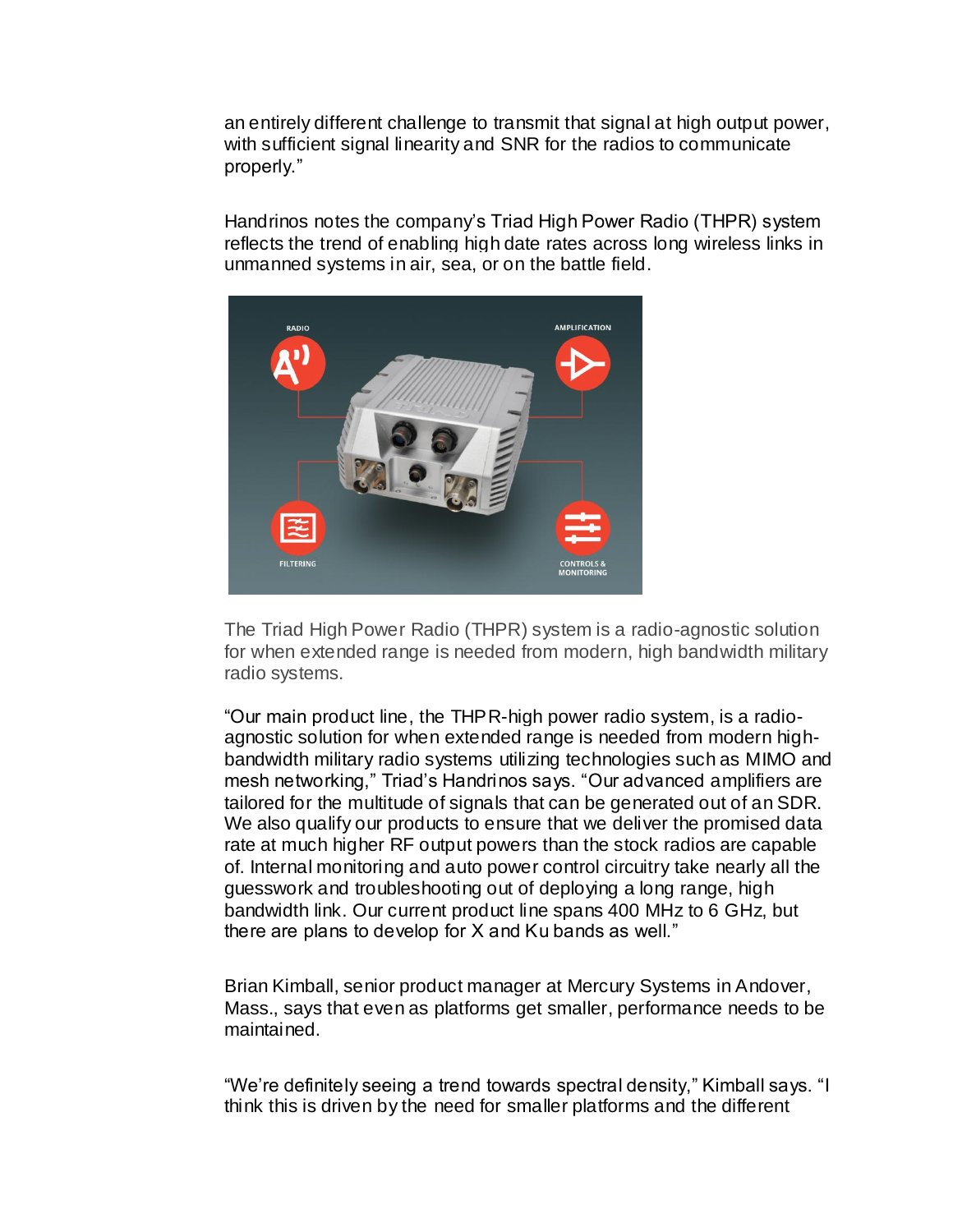an entirely different challenge to transmit that signal at high output power, with sufficient signal linearity and SNR for the radios to communicate properly."

Handrinos notes the company's Triad High Power Radio (THPR) system reflects the trend of enabling high date rates across long wireless links in unmanned systems in air, sea, or on the battle field.

The Triad High Power Radio (THPR) system is a radio-agnostic solution for when extended range is needed from modern, high bandwidth military radio systems.

"Our main product line, the THPR-high power radio system, is a radio-agnostic solution for when extended range is needed from modern high-bandwidth military radio systems utilizing technologies such as MIMO and mesh networking," Triad's Handrinos says. "Our advanced amplifiers are tailored for the multitude of signals that can be generated out of an SDR. We also qualify our products to ensure that we deliver the promised data rate at much higher RF output powers than the stock radios are capable of. Internal monitoring and auto power control circuitry take nearly all the guesswork and troubleshooting out of deploying a long range, high bandwidth link. Our current product line spans 400 MHz to 6 GHz, but there are plans to develop for X and Ku bands as well."

Brian Kimball, senior product manager at Mercury Systems in Andover, Mass., says that even as platforms get smaller, performance needs to be maintained.

"We're definitely seeing a trend towards spectral density," Kimball says. "I think this is driven by the need for smaller platforms and the different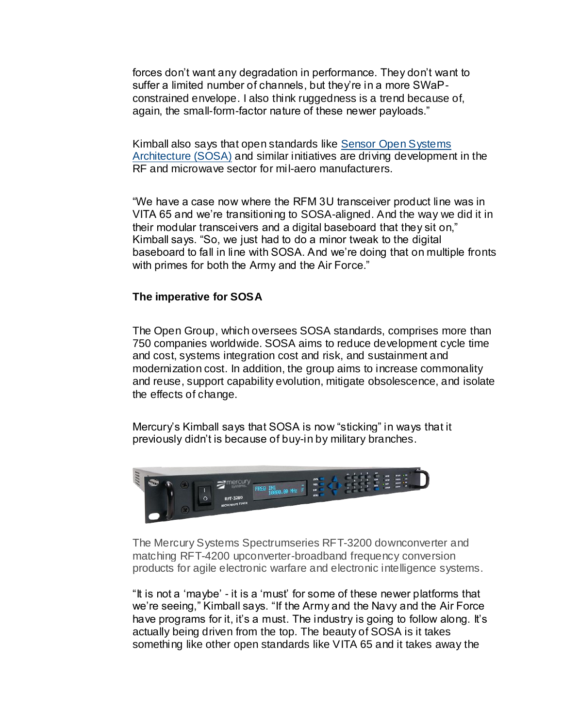forces don't want any degradation in performance. They don't want to suffer a limited number of channels, but they're in a more SWaP-constrained envelope. I also think ruggedness is a trend because of, again, the small-form-factor nature of these newer payloads."

Kimball also says that open standards like Sensor Open Systems Architecture (SOSA) and similar initiatives are driving development in the RF and microwave sector for mil-aero manufacturers.

"We have a case now where the RFM 3U transceiver product line was in VITA 65 and we're transitioning to SOSA-aligned. And the way we did it in their modular transceivers and a digital baseboard that they sit on," Kimball says. "So, we just had to do a minor tweak to the digital baseboard to fall in line with SOSA. And we're doing that on multiple fronts with primes for both the Army and the Air Force."

**The imperative for SOSA**

The Open Group, which oversees SOSA standards, comprises more than 750 companies worldwide. SOSA aims to reduce development cycle time and cost, systems integration cost and risk, and sustainment and modernization cost. In addition, the group aims to increase commonality and reuse, support capability evolution, mitigate obsolescence, and isolate the effects of change.

Mercury's Kimball says that SOSA is now "sticking" in ways that it previously didn't is because of buy-in by military branches.

The Mercury Systems Spectrumseries RFT-3200 downconverter and matching RFT-4200 upconverter-broadband frequency conversion products for agile electronic warfare and electronic intelligence systems.

"It is not a 'maybe' - it is a 'must' for some of these newer platforms that we're seeing," Kimball says. "If the Army and the Navy and the Air Force have programs for it, it's a must. The industry is going to follow along. It's actually being driven from the top. The beauty of SOSA is it takes something like other open standards like VITA 65 and it takes away the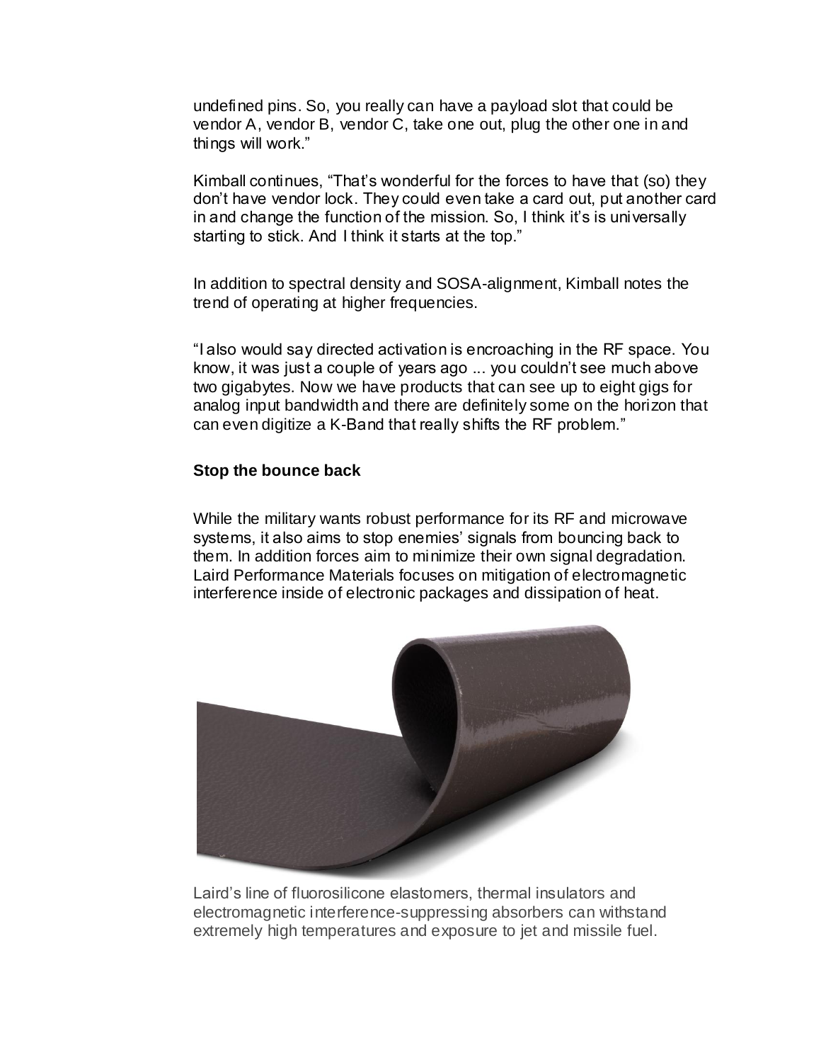undefined pins. So, you really can have a payload slot that could be vendor A, vendor B, vendor C, take one out, plug the other one in and things will work."

Kimball continues, "That's wonderful for the forces to have that (so) they don't have vendor lock. They could even take a card out, put another card in and change the function of the mission. So, I think it's is universally starting to stick. And I think it starts at the top."

In addition to spectral density and SOSA-alignment, Kimball notes the trend of operating at higher frequencies.

"I also would say directed activation is encroaching in the RF space. You know, it was just a couple of years ago ... you couldn't see much above two gigabytes. Now we have products that can see up to eight gigs for analog input bandwidth and there are definitely some on the horizon that can even digitize a K-Band that really shifts the RF problem."

**Stop the bounce back**

While the military wants robust performance for its RF and microwave systems, it also aims to stop enemies' signals from bouncing back to them. In addition forces aim to minimize their own signal degradation. Laird Performance Materials focuses on mitigation of electromagnetic interference inside of electronic packages and dissipation of heat.

Laird's line of fluorosilicone elastomers, thermal insulators and electromagnetic interference-suppressing absorbers can withstand extremely high temperatures and exposure to jet and missile fuel.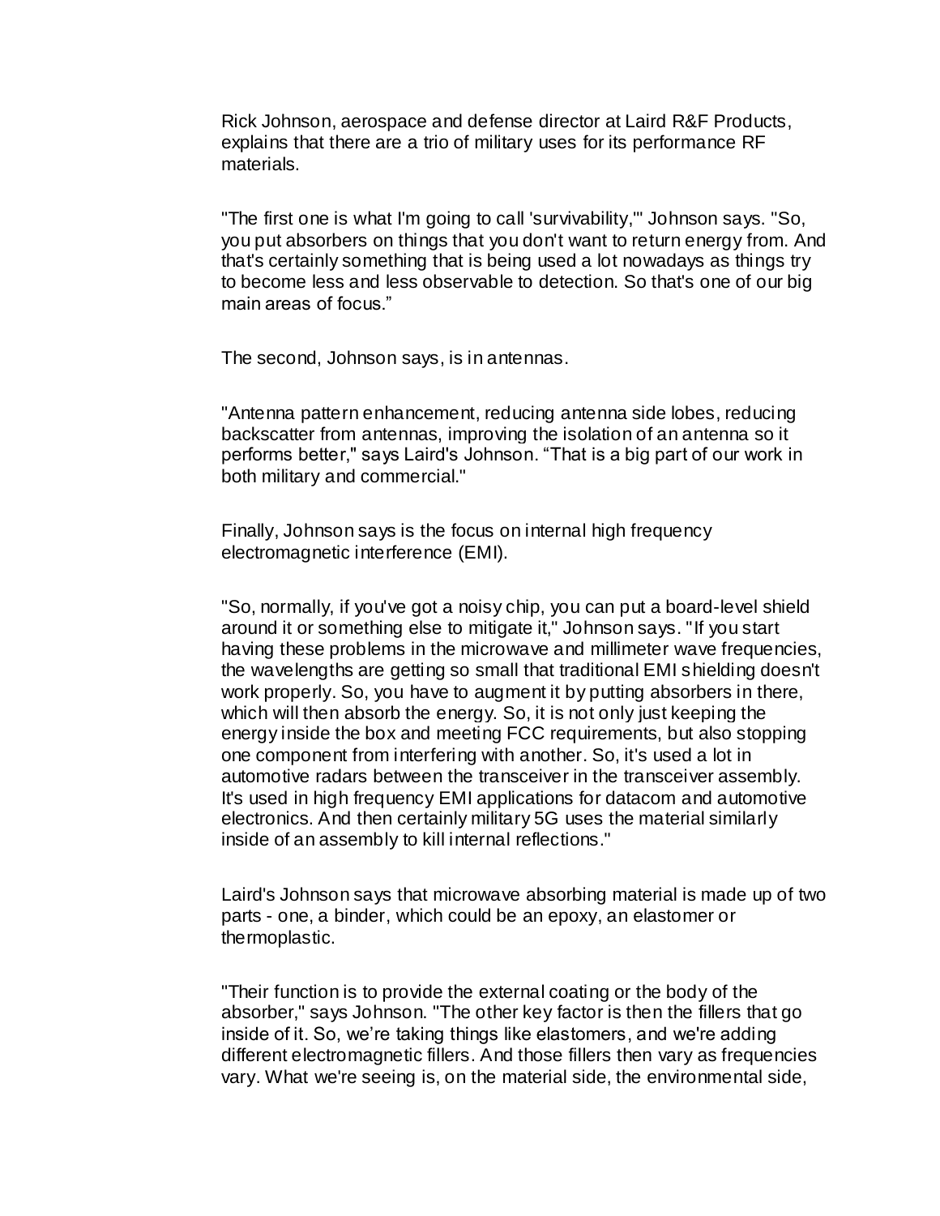Rick Johnson, aerospace and defense director at Laird R&F Products, explains that there are a trio of military uses for its performance RF materials.

"The first one is what I'm going to call 'survivability,'" Johnson says. "So, you put absorbers on things that you don't want to return energy from. And that's certainly something that is being used a lot nowadays as things try to become less and less observable to detection. So that's one of our big main areas of focus."

The second, Johnson says, is in antennas.

"Antenna pattern enhancement, reducing antenna side lobes, reducing backscatter from antennas, improving the isolation of an antenna so it performs better," says Laird's Johnson. "That is a big part of our work in both military and commercial."

Finally, Johnson says is the focus on internal high frequency electromagnetic interference (EMI).

"So, normally, if you've got a noisy chip, you can put a board-level shield around it or something else to mitigate it," Johnson says. "If you start having these problems in the microwave and millimeter wave frequencies, the wavelengths are getting so small that traditional EMI shielding doesn't work properly. So, you have to augment it by putting absorbers in there, which will then absorb the energy. So, it is not only just keeping the energy inside the box and meeting FCC requirements, but also stopping one component from interfering with another. So, it's used a lot in automotive radars between the transceiver in the transceiver assembly. It's used in high frequency EMI applications for datacom and automotive electronics. And then certainly military 5G uses the material similarly inside of an assembly to kill internal reflections."

Laird's Johnson says that microwave absorbing material is made up of two parts - one, a binder, which could be an epoxy, an elastomer or thermoplastic.

"Their function is to provide the external coating or the body of the absorber," says Johnson. "The other key factor is then the fillers that go inside of it. So, we're taking things like elastomers, and we're adding different electromagnetic fillers. And those fillers then vary as frequencies vary. What we're seeing is, on the material side, the environmental side,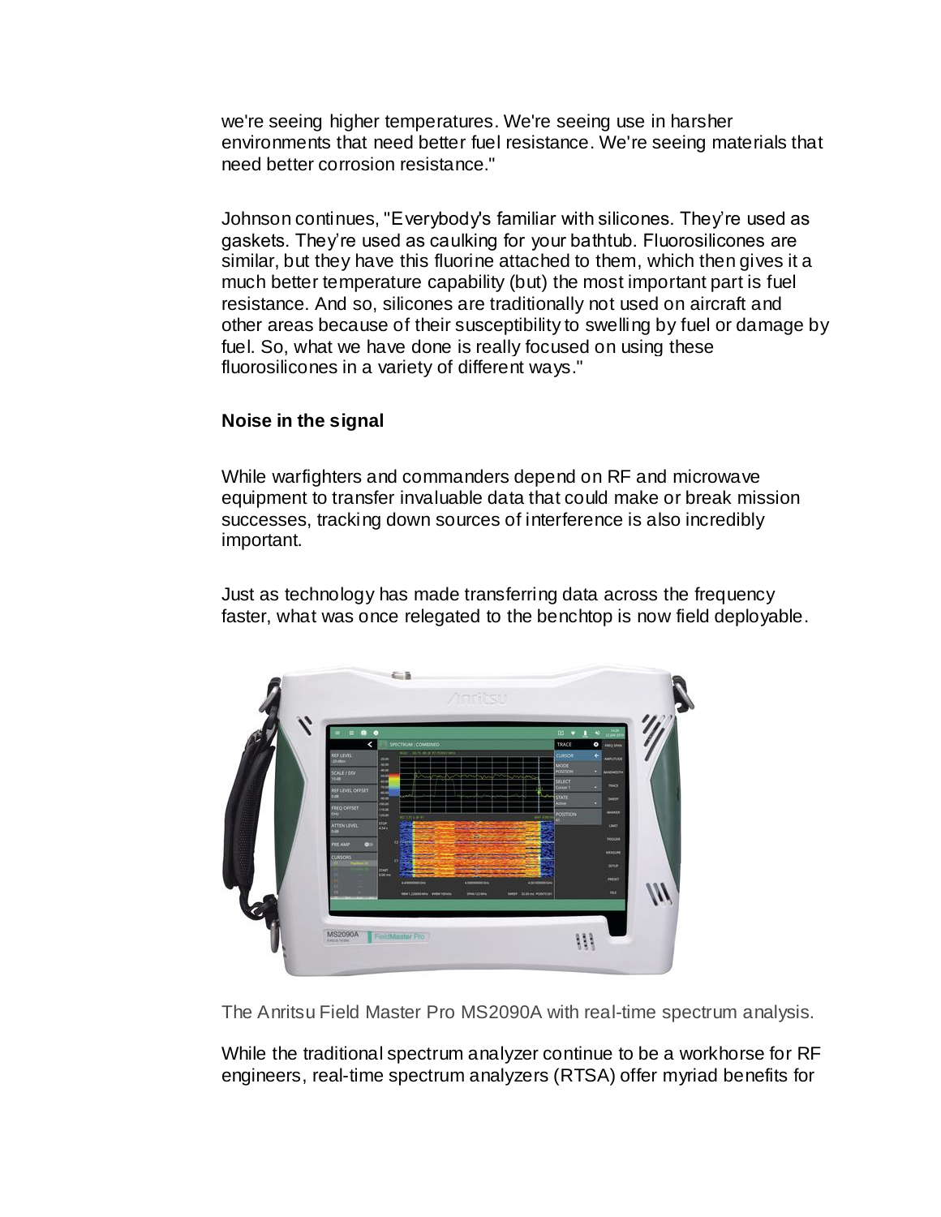we're seeing higher temperatures. We're seeing use in harsher environments that need better fuel resistance. We're seeing materials that need better corrosion resistance."

Johnson continues, "Everybody's familiar with silicones. They're used as gaskets. They're used as caulking for your bathtub. Fluorosilicones are similar, but they have this fluorine attached to them, which then gives it a much better temperature capability (but) the most important part is fuel resistance. And so, silicones are traditionally not used on aircraft and other areas because of their susceptibility to swelling by fuel or damage by fuel. So, what we have done is really focused on using these fluorosilicones in a variety of different ways."

**Noise in the signal**

While warfighters and commanders depend on RF and microwave equipment to transfer invaluable data that could make or break mission successes, tracking down sources of interference is also incredibly important.

Just as technology has made transferring data across the frequency faster, what was once relegated to the benchtop is now field deployable.

The Anritsu Field Master Pro MS2090A with real-time spectrum analysis.

While the traditional spectrum analyzer continue to be a workhorse for RF engineers, real-time spectrum analyzers (RTSA) offer myriad benefits for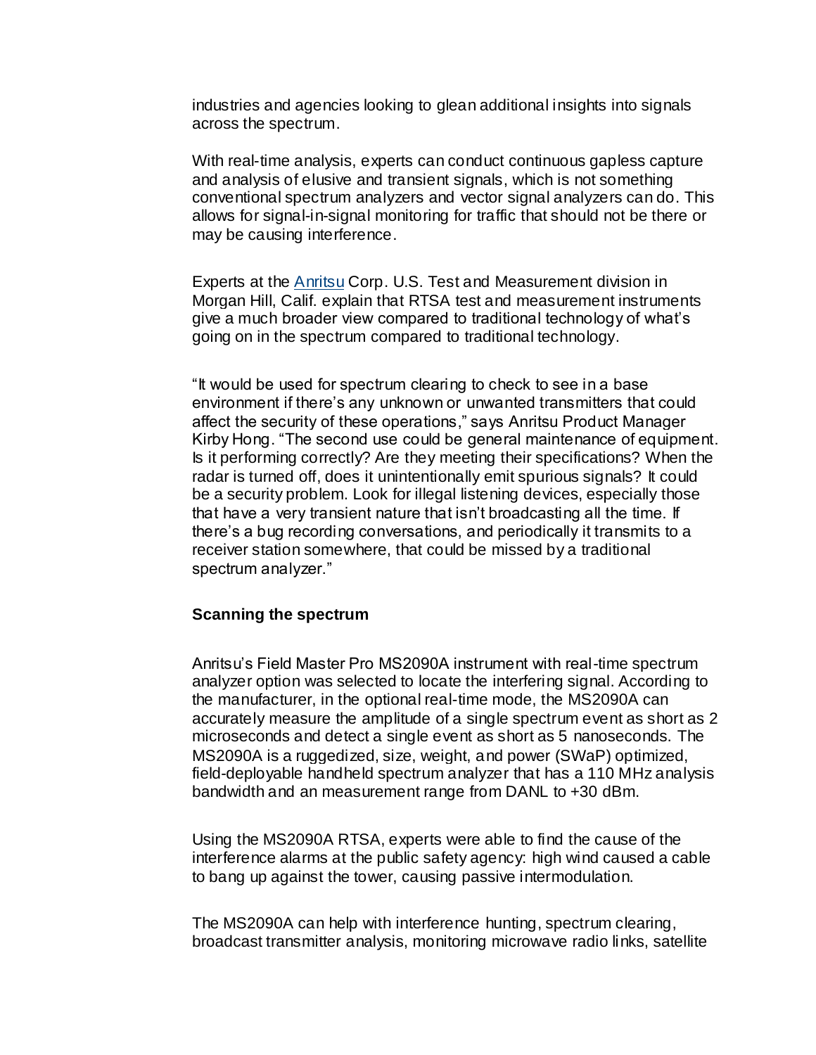industries and agencies looking to glean additional insights into signals across the spectrum.

With real-time analysis, experts can conduct continuous gapless capture and analysis of elusive and transient signals, which is not something conventional spectrum analyzers and vector signal analyzers can do. This allows for signal-in-signal monitoring for traffic that should not be there or may be causing interference.

Experts at the Anritsu Corp. U.S. Test and Measurement division in Morgan Hill, Calif. explain that RTSA test and measurement instruments give a much broader view compared to traditional technology of what's going on in the spectrum compared to traditional technology.

"It would be used for spectrum clearing to check to see in a base environment if there's any unknown or unwanted transmitters that could affect the security of these operations," says Anritsu Product Manager Kirby Hong. "The second use could be general maintenance of equipment. Is it performing correctly? Are they meeting their specifications? When the radar is turned off, does it unintentionally emit spurious signals? It could be a security problem. Look for illegal listening devices, especially those that have a very transient nature that isn't broadcasting all the time. If there's a bug recording conversations, and periodically it transmits to a receiver station somewhere, that could be missed by a traditional spectrum analyzer."

**Scanning the spectrum**

Anritsu's Field Master Pro MS2090A instrument with real-time spectrum analyzer option was selected to locate the interfering signal. According to the manufacturer, in the optional real-time mode, the MS2090A can accurately measure the amplitude of a single spectrum event as short as 2 microseconds and detect a single event as short as 5 nanoseconds. The MS2090A is a ruggedized, size, weight, and power (SWaP) optimized, field-deployable handheld spectrum analyzer that has a 110 MHz analysis bandwidth and an measurement range from DANL to +30 dBm.

Using the MS2090A RTSA, experts were able to find the cause of the interference alarms at the public safety agency: high wind caused a cable to bang up against the tower, causing passive intermodulation.

The MS2090A can help with interference hunting, spectrum clearing, broadcast transmitter analysis, monitoring microwave radio links, satellite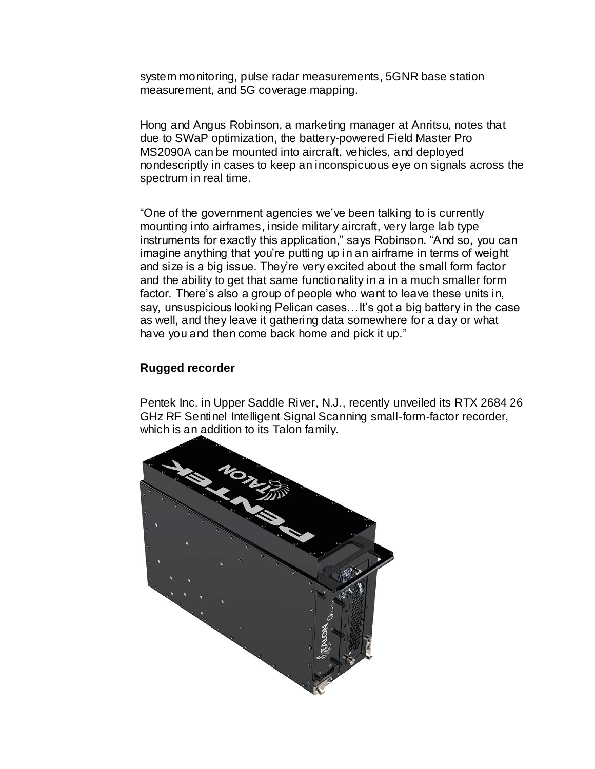system monitoring, pulse radar measurements, 5GNR base station measurement, and 5G coverage mapping.

Hong and Angus Robinson, a marketing manager at Anritsu, notes that due to SWaP optimization, the battery-powered Field Master Pro MS2090A can be mounted into aircraft, vehicles, and deployed nondescriptly in cases to keep an inconspicuous eye on signals across the spectrum in real time.

“One of the government agencies we’ve been talking to is currently mounting into airframes, inside military aircraft, very large lab type instruments for exactly this application,” says Robinson. “And so, you can imagine anything that you’re putting up in an airframe in terms of weight and size is a big issue. They’re very excited about the small form factor and the ability to get that same functionality in a in a much smaller form factor. There’s also a group of people who want to leave these units in, say, unsuspicious looking Pelican cases…It’s got a big battery in the case as well, and they leave it gathering data somewhere for a day or what have you and then come back home and pick it up.”

### Rugged recorder

Pentek Inc. in Upper Saddle River, N.J., recently unveiled its RTX 2684 26 GHz RF Sentinel Intelligent Signal Scanning small-form-factor recorder, which is an addition to its Talon family.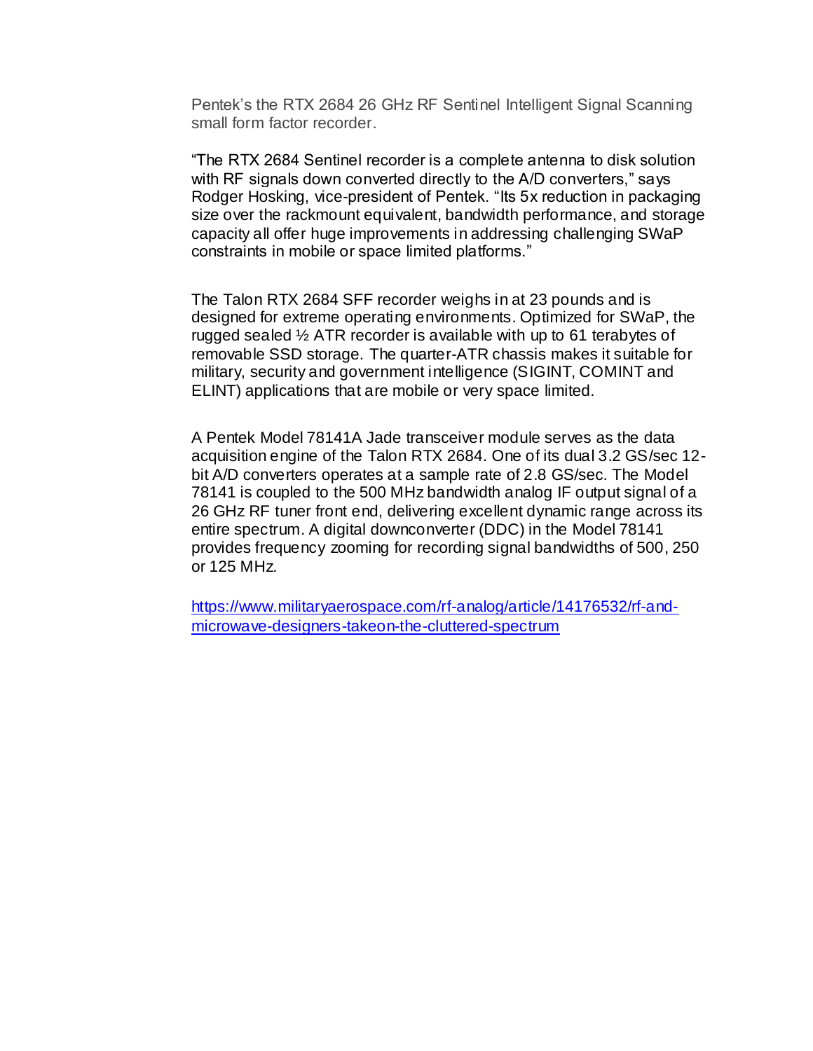Pentek's the RTX 2684 26 GHz RF Sentinel Intelligent Signal Scanning small form factor recorder.

"The RTX 2684 Sentinel recorder is a complete antenna to disk solution with RF signals down converted directly to the A/D converters," says Rodger Hosking, vice-president of Pentek. "Its 5x reduction in packaging size over the rackmount equivalent, bandwidth performance, and storage capacity all offer huge improvements in addressing challenging SWaP constraints in mobile or space limited platforms."

The Talon RTX 2684 SFF recorder weighs in at 23 pounds and is designed for extreme operating environments. Optimized for SWaP, the rugged sealed ½ ATR recorder is available with up to 61 terabytes of removable SSD storage. The quarter-ATR chassis makes it suitable for military, security and government intelligence (SIGINT, COMINT and ELINT) applications that are mobile or very space limited.

A Pentek Model 78141A Jade transceiver module serves as the data acquisition engine of the Talon RTX 2684. One of its dual 3.2 GS/sec 12-bit A/D converters operates at a sample rate of 2.8 GS/sec. The Model 78141 is coupled to the 500 MHz bandwidth analog IF output signal of a 26 GHz RF tuner front end, delivering excellent dynamic range across its entire spectrum. A digital downconverter (DDC) in the Model 78141 provides frequency zooming for recording signal bandwidths of 500, 250 or 125 MHz.

https://www.militaryaerospace.com/rf-analog/article/14176532/rf-and-microwave-designers-takeon-the-cluttered-spectrum